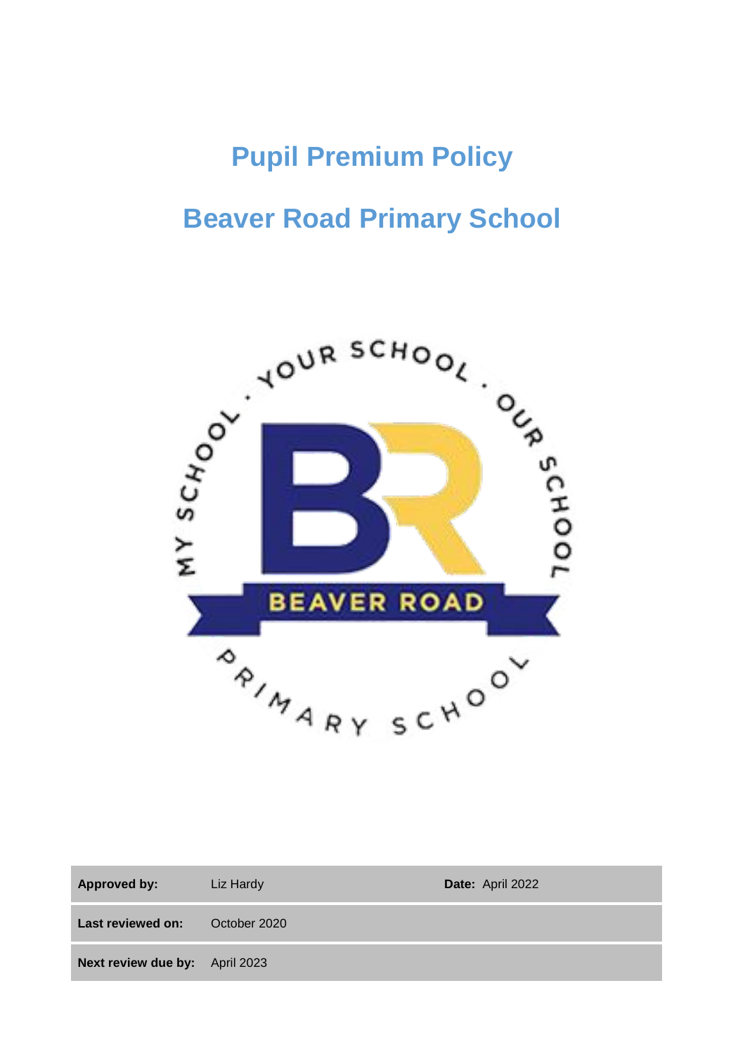# Pupil Premium Policy

# Beaver Road Primary School

| **Approved by:** | Liz Hardy | **Date:** April 2022 |
| --- | --- | --- |
| **Last reviewed on:** | October 2020 | |
| **Next review due by:** | April 2023 | |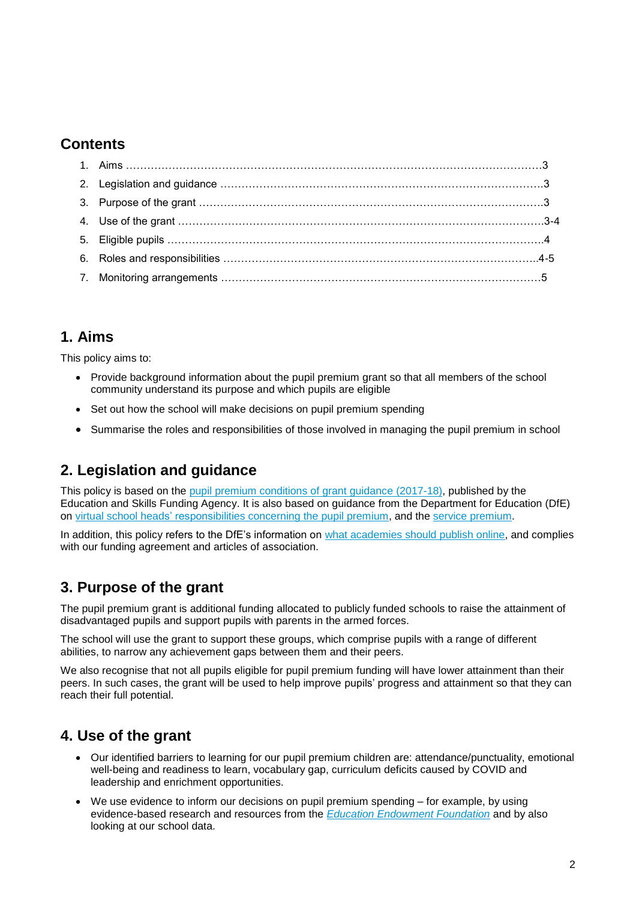## Contents

1. Aims ………………………………………………………………………………………………………3
2. Legislation and guidance ………………………………………………………………………………3
3. Purpose of the grant ……………………………………………………………………………………3
4. Use of the grant …………………………………………………………………………………………3-4
5. Eligible pupils ……………………………………………………………………………………………4
6. Roles and responsibilities ……………………………………………………………………………..4-5
7. Monitoring arrangements ………………………………………………………………………………5

## 1. Aims

This policy aims to:

- Provide background information about the pupil premium grant so that all members of the school community understand its purpose and which pupils are eligible
- Set out how the school will make decisions on pupil premium spending
- Summarise the roles and responsibilities of those involved in managing the pupil premium in school

## 2. Legislation and guidance

This policy is based on the pupil premium conditions of grant guidance (2017-18), published by the Education and Skills Funding Agency. It is also based on guidance from the Department for Education (DfE) on virtual school heads' responsibilities concerning the pupil premium, and the service premium.

In addition, this policy refers to the DfE's information on what academies should publish online, and complies with our funding agreement and articles of association.

## 3. Purpose of the grant

The pupil premium grant is additional funding allocated to publicly funded schools to raise the attainment of disadvantaged pupils and support pupils with parents in the armed forces.

The school will use the grant to support these groups, which comprise pupils with a range of different abilities, to narrow any achievement gaps between them and their peers.

We also recognise that not all pupils eligible for pupil premium funding will have lower attainment than their peers. In such cases, the grant will be used to help improve pupils' progress and attainment so that they can reach their full potential.

## 4. Use of the grant

- Our identified barriers to learning for our pupil premium children are: attendance/punctuality, emotional well-being and readiness to learn, vocabulary gap, curriculum deficits caused by COVID and leadership and enrichment opportunities.
- We use evidence to inform our decisions on pupil premium spending – for example, by using evidence-based research and resources from the *Education Endowment Foundation* and by also looking at our school data.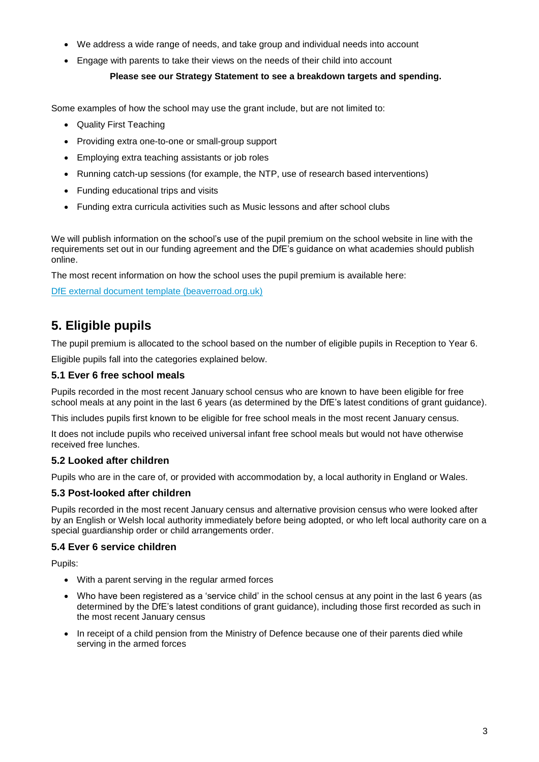- We address a wide range of needs, and take group and individual needs into account
- Engage with parents to take their views on the needs of their child into account

**Please see our Strategy Statement to see a breakdown targets and spending.**

Some examples of how the school may use the grant include, but are not limited to:

- Quality First Teaching
- Providing extra one-to-one or small-group support
- Employing extra teaching assistants or job roles
- Running catch-up sessions (for example, the NTP, use of research based interventions)
- Funding educational trips and visits
- Funding extra curricula activities such as Music lessons and after school clubs

We will publish information on the school's use of the pupil premium on the school website in line with the requirements set out in our funding agreement and the DfE's guidance on what academies should publish online.

The most recent information on how the school uses the pupil premium is available here:

[DfE external document template (beaverroad.org.uk)](beaverroad.org.uk)

## 5. Eligible pupils

The pupil premium is allocated to the school based on the number of eligible pupils in Reception to Year 6.

Eligible pupils fall into the categories explained below.

### 5.1 Ever 6 free school meals

Pupils recorded in the most recent January school census who are known to have been eligible for free school meals at any point in the last 6 years (as determined by the DfE's latest conditions of grant guidance).

This includes pupils first known to be eligible for free school meals in the most recent January census.

It does not include pupils who received universal infant free school meals but would not have otherwise received free lunches.

### 5.2 Looked after children

Pupils who are in the care of, or provided with accommodation by, a local authority in England or Wales.

### 5.3 Post-looked after children

Pupils recorded in the most recent January census and alternative provision census who were looked after by an English or Welsh local authority immediately before being adopted, or who left local authority care on a special guardianship order or child arrangements order.

### 5.4 Ever 6 service children

Pupils:

- With a parent serving in the regular armed forces
- Who have been registered as a 'service child' in the school census at any point in the last 6 years (as determined by the DfE's latest conditions of grant guidance), including those first recorded as such in the most recent January census
- In receipt of a child pension from the Ministry of Defence because one of their parents died while serving in the armed forces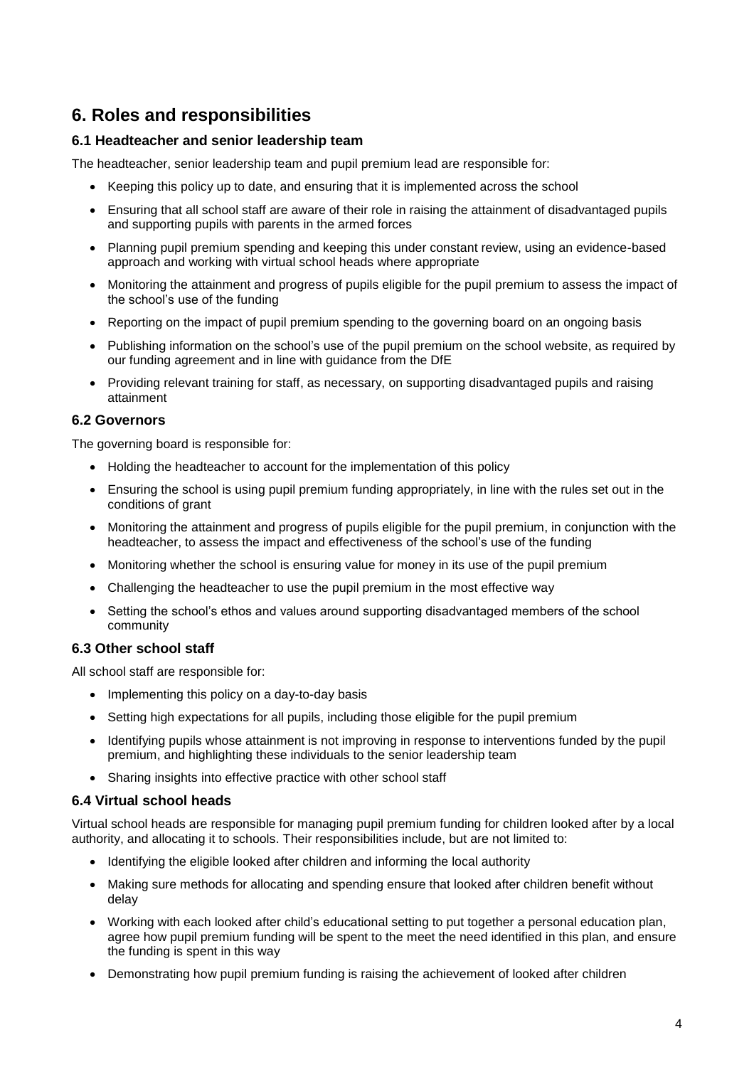## 6. Roles and responsibilities

### 6.1 Headteacher and senior leadership team

The headteacher, senior leadership team and pupil premium lead are responsible for:

- Keeping this policy up to date, and ensuring that it is implemented across the school
- Ensuring that all school staff are aware of their role in raising the attainment of disadvantaged pupils and supporting pupils with parents in the armed forces
- Planning pupil premium spending and keeping this under constant review, using an evidence-based approach and working with virtual school heads where appropriate
- Monitoring the attainment and progress of pupils eligible for the pupil premium to assess the impact of the school's use of the funding
- Reporting on the impact of pupil premium spending to the governing board on an ongoing basis
- Publishing information on the school's use of the pupil premium on the school website, as required by our funding agreement and in line with guidance from the DfE
- Providing relevant training for staff, as necessary, on supporting disadvantaged pupils and raising attainment

### 6.2 Governors

The governing board is responsible for:

- Holding the headteacher to account for the implementation of this policy
- Ensuring the school is using pupil premium funding appropriately, in line with the rules set out in the conditions of grant
- Monitoring the attainment and progress of pupils eligible for the pupil premium, in conjunction with the headteacher, to assess the impact and effectiveness of the school's use of the funding
- Monitoring whether the school is ensuring value for money in its use of the pupil premium
- Challenging the headteacher to use the pupil premium in the most effective way
- Setting the school's ethos and values around supporting disadvantaged members of the school community

### 6.3 Other school staff

All school staff are responsible for:

- Implementing this policy on a day-to-day basis
- Setting high expectations for all pupils, including those eligible for the pupil premium
- Identifying pupils whose attainment is not improving in response to interventions funded by the pupil premium, and highlighting these individuals to the senior leadership team
- Sharing insights into effective practice with other school staff

### 6.4 Virtual school heads

Virtual school heads are responsible for managing pupil premium funding for children looked after by a local authority, and allocating it to schools. Their responsibilities include, but are not limited to:

- Identifying the eligible looked after children and informing the local authority
- Making sure methods for allocating and spending ensure that looked after children benefit without delay
- Working with each looked after child's educational setting to put together a personal education plan, agree how pupil premium funding will be spent to the meet the need identified in this plan, and ensure the funding is spent in this way
- Demonstrating how pupil premium funding is raising the achievement of looked after children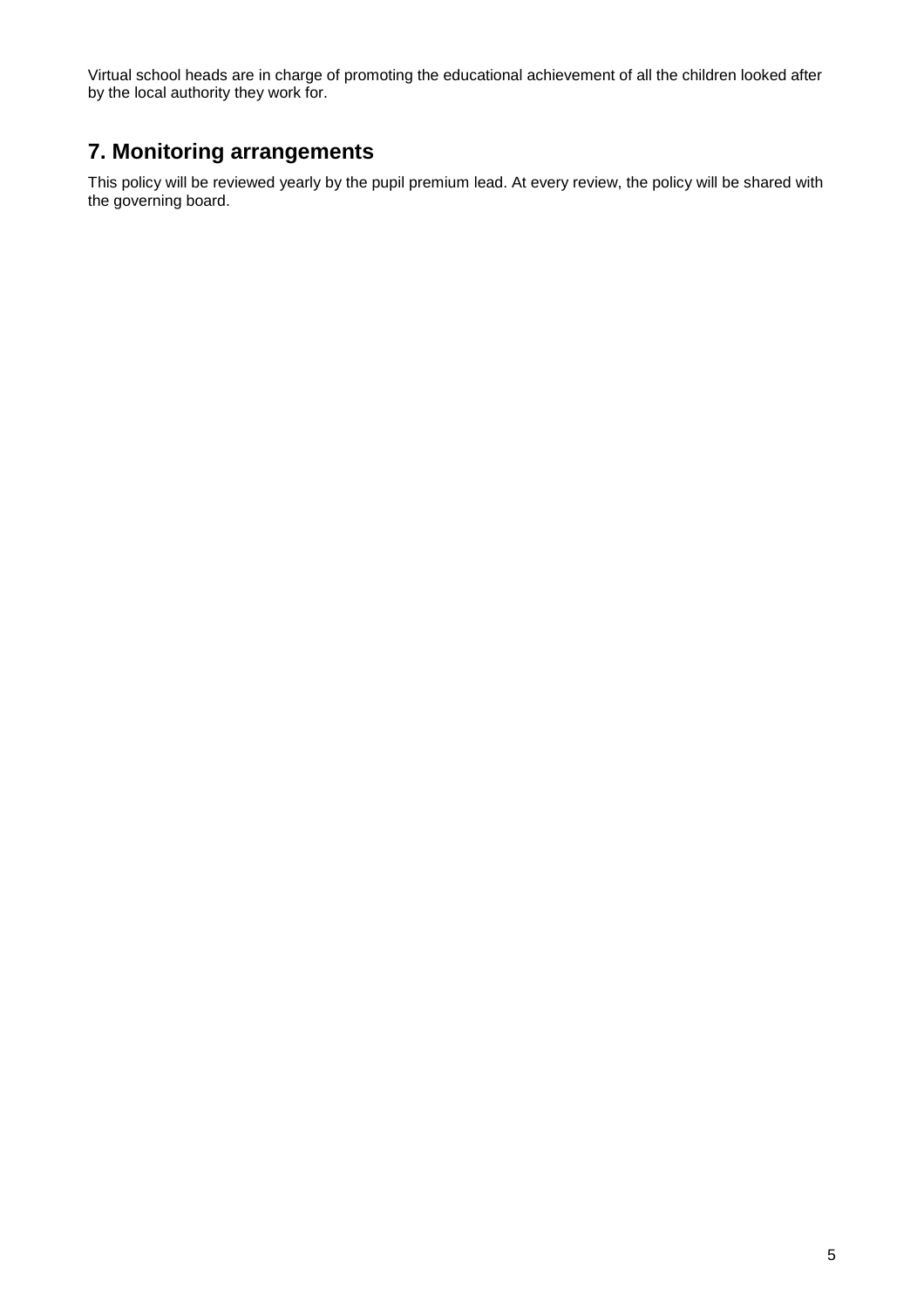Virtual school heads are in charge of promoting the educational achievement of all the children looked after by the local authority they work for.

## 7. Monitoring arrangements

This policy will be reviewed yearly by the pupil premium lead. At every review, the policy will be shared with the governing board.